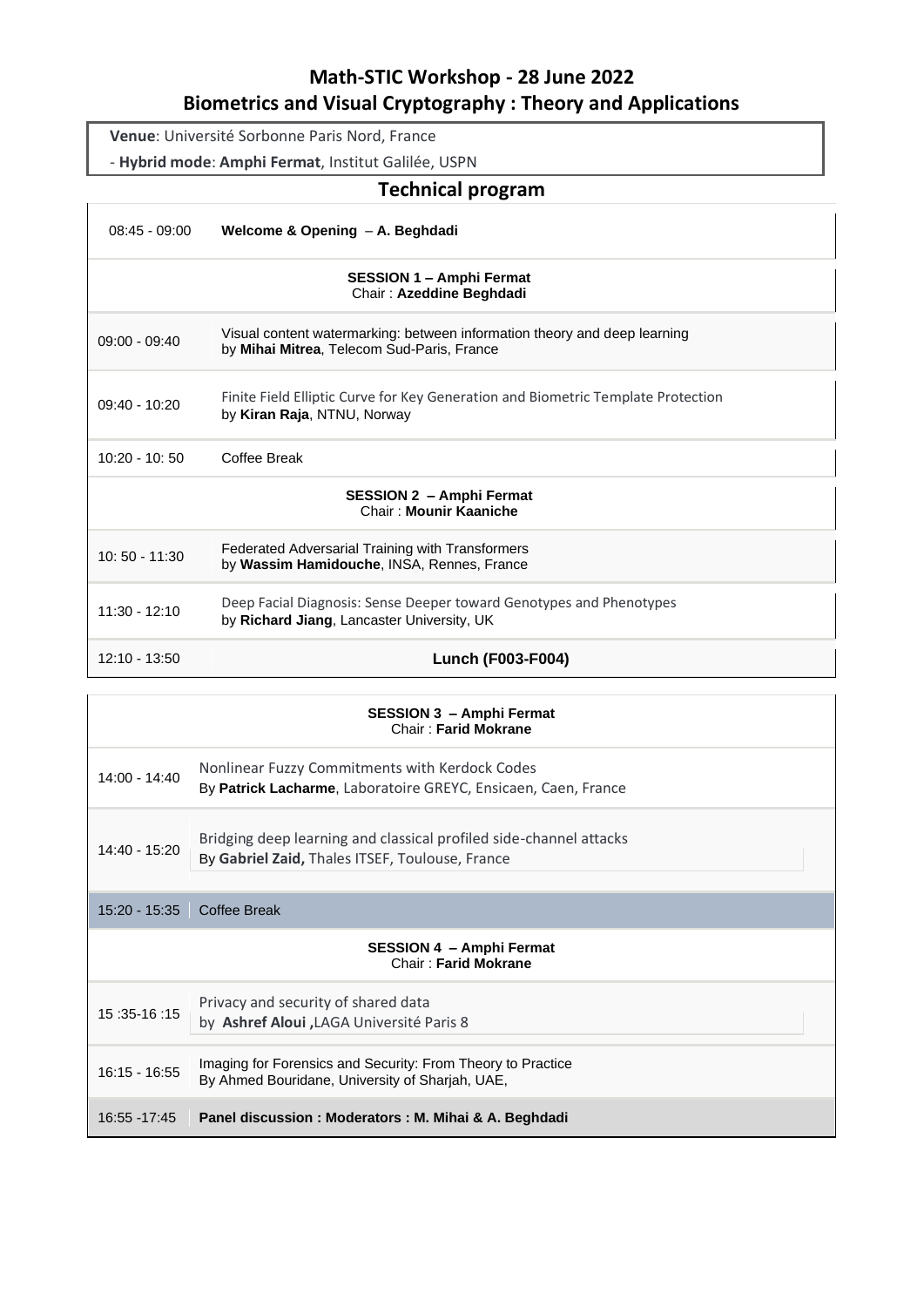# Math-STIC Workshop - 28 June 2022

## Biometrics and Visual Cryptography : Theory and Applications

**Venue**: Université Sorbonne Paris Nord, France

- **Hybrid mode**: **Amphi Fermat**, Institut Galilée, USPN

## Technical program

| | |
|---|---|
| 08:45 - 09:00 | **Welcome & Opening** – **A. Beghdadi** |
| | **SESSION 1 – Amphi Fermat**<br>Chair : **Azeddine Beghdadi** |
| 09:00 - 09:40 | Visual content watermarking: between information theory and deep learning<br>by **Mihai Mitrea**, Telecom Sud-Paris, France |
| 09:40 - 10:20 | Finite Field Elliptic Curve for Key Generation and Biometric Template Protection<br>by **Kiran Raja**, NTNU, Norway |
| 10:20 - 10: 50 | Coffee Break |
| | **SESSION 2 – Amphi Fermat**<br>Chair : **Mounir Kaaniche** |
| 10: 50 - 11:30 | Federated Adversarial Training with Transformers<br>by **Wassim Hamidouche**, INSA, Rennes, France |
| 11:30 - 12:10 | Deep Facial Diagnosis: Sense Deeper toward Genotypes and Phenotypes<br>by **Richard Jiang**, Lancaster University, UK |
| 12:10 - 13:50 | **Lunch (F003-F004)** |

| | |
|---|---|
| | **SESSION 3 – Amphi Fermat**<br>Chair : **Farid Mokrane** |
| 14:00 - 14:40 | Nonlinear Fuzzy Commitments with Kerdock Codes<br>By **Patrick Lacharme**, Laboratoire GREYC, Ensicaen, Caen, France |
| 14:40 - 15:20 | Bridging deep learning and classical profiled side-channel attacks<br>By **Gabriel Zaid,** Thales ITSEF, Toulouse, France |
| 15:20 - 15:35 | Coffee Break |
| | **SESSION 4 – Amphi Fermat**<br>Chair : **Farid Mokrane** |
| 15 :35-16 :15 | Privacy and security of shared data<br>by **Ashref Aloui ,**LAGA Université Paris 8 |
| 16:15 - 16:55 | Imaging for Forensics and Security: From Theory to Practice<br>By Ahmed Bouridane, University of Sharjah, UAE, |
| 16:55 -17:45 | **Panel discussion : Moderators : M. Mihai & A. Beghdadi** |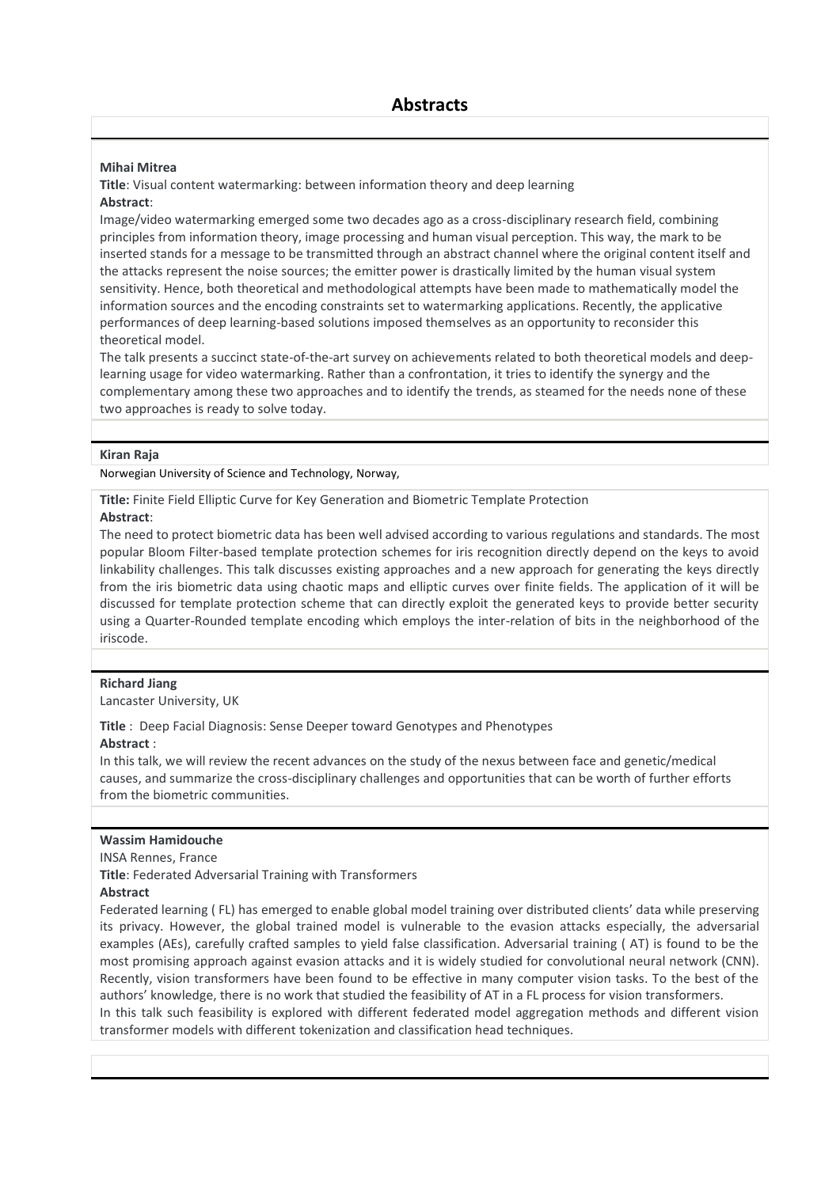## Abstracts

**Mihai Mitrea**

**Title**: Visual content watermarking: between information theory and deep learning

**Abstract**:

Image/video watermarking emerged some two decades ago as a cross-disciplinary research field, combining principles from information theory, image processing and human visual perception. This way, the mark to be inserted stands for a message to be transmitted through an abstract channel where the original content itself and the attacks represent the noise sources; the emitter power is drastically limited by the human visual system sensitivity. Hence, both theoretical and methodological attempts have been made to mathematically model the information sources and the encoding constraints set to watermarking applications. Recently, the applicative performances of deep learning-based solutions imposed themselves as an opportunity to reconsider this theoretical model.

The talk presents a succinct state-of-the-art survey on achievements related to both theoretical models and deep-learning usage for video watermarking. Rather than a confrontation, it tries to identify the synergy and the complementary among these two approaches and to identify the trends, as steamed for the needs none of these two approaches is ready to solve today.

---

**Kiran Raja**

Norwegian University of Science and Technology, Norway,

**Title:** Finite Field Elliptic Curve for Key Generation and Biometric Template Protection

**Abstract**:

The need to protect biometric data has been well advised according to various regulations and standards. The most popular Bloom Filter-based template protection schemes for iris recognition directly depend on the keys to avoid linkability challenges. This talk discusses existing approaches and a new approach for generating the keys directly from the iris biometric data using chaotic maps and elliptic curves over finite fields. The application of it will be discussed for template protection scheme that can directly exploit the generated keys to provide better security using a Quarter-Rounded template encoding which employs the inter-relation of bits in the neighborhood of the iriscode.

---

**Richard Jiang**

Lancaster University, UK

**Title** : Deep Facial Diagnosis: Sense Deeper toward Genotypes and Phenotypes

**Abstract** :

In this talk, we will review the recent advances on the study of the nexus between face and genetic/medical causes, and summarize the cross-disciplinary challenges and opportunities that can be worth of further efforts from the biometric communities.

---

**Wassim Hamidouche**

INSA Rennes, France

**Title**: Federated Adversarial Training with Transformers

**Abstract**

Federated learning ( FL) has emerged to enable global model training over distributed clients' data while preserving its privacy. However, the global trained model is vulnerable to the evasion attacks especially, the adversarial examples (AEs), carefully crafted samples to yield false classification. Adversarial training ( AT) is found to be the most promising approach against evasion attacks and it is widely studied for convolutional neural network (CNN). Recently, vision transformers have been found to be effective in many computer vision tasks. To the best of the authors' knowledge, there is no work that studied the feasibility of AT in a FL process for vision transformers.

In this talk such feasibility is explored with different federated model aggregation methods and different vision transformer models with different tokenization and classification head techniques.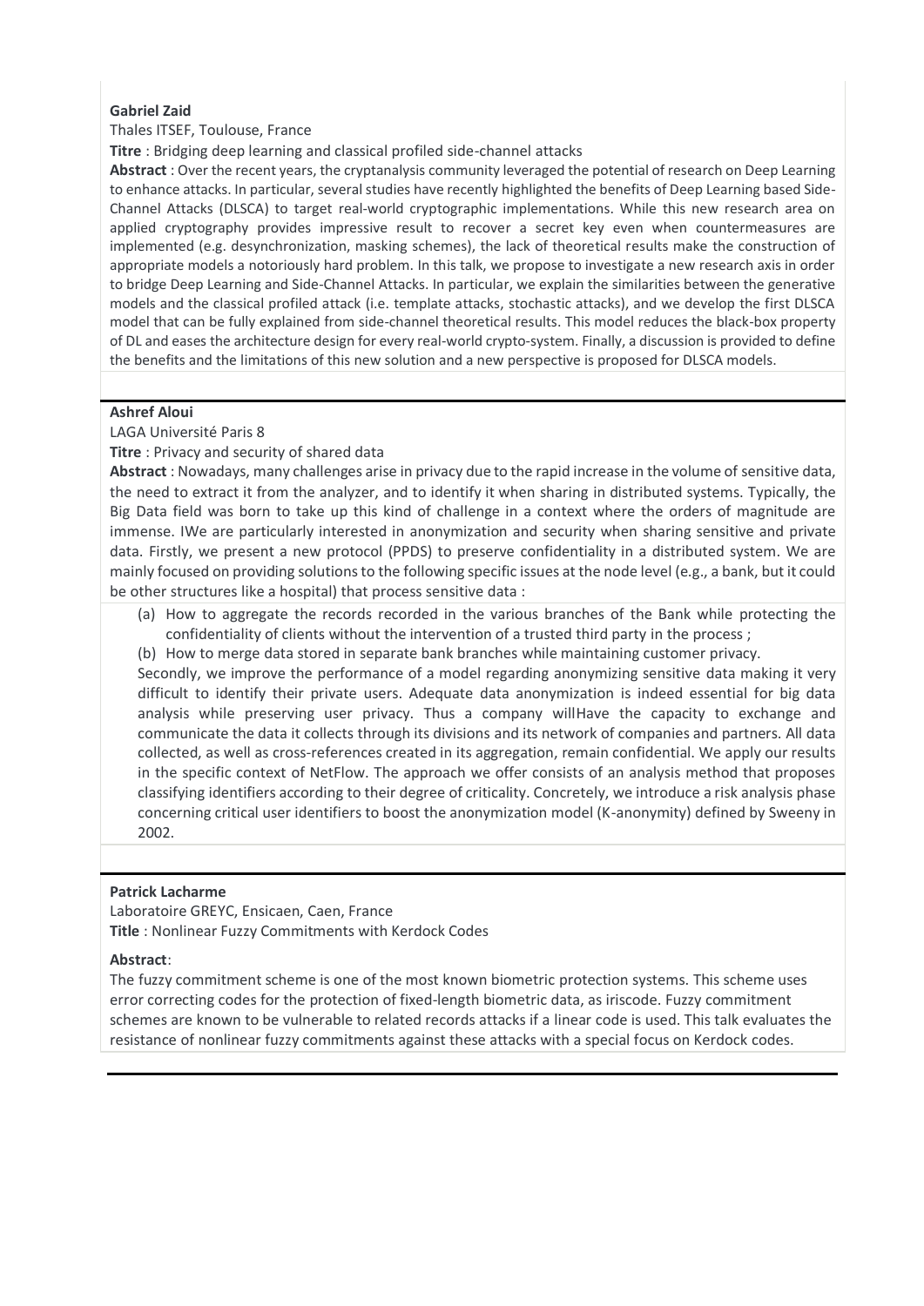**Gabriel Zaid**

Thales ITSEF, Toulouse, France

**Titre** : Bridging deep learning and classical profiled side-channel attacks

**Abstract** : Over the recent years, the cryptanalysis community leveraged the potential of research on Deep Learning to enhance attacks. In particular, several studies have recently highlighted the benefits of Deep Learning based Side-Channel Attacks (DLSCA) to target real-world cryptographic implementations. While this new research area on applied cryptography provides impressive result to recover a secret key even when countermeasures are implemented (e.g. desynchronization, masking schemes), the lack of theoretical results make the construction of appropriate models a notoriously hard problem. In this talk, we propose to investigate a new research axis in order to bridge Deep Learning and Side-Channel Attacks. In particular, we explain the similarities between the generative models and the classical profiled attack (i.e. template attacks, stochastic attacks), and we develop the first DLSCA model that can be fully explained from side-channel theoretical results. This model reduces the black-box property of DL and eases the architecture design for every real-world crypto-system. Finally, a discussion is provided to define the benefits and the limitations of this new solution and a new perspective is proposed for DLSCA models.

---

**Ashref Aloui**

LAGA Université Paris 8

**Titre** : Privacy and security of shared data

**Abstract** : Nowadays, many challenges arise in privacy due to the rapid increase in the volume of sensitive data, the need to extract it from the analyzer, and to identify it when sharing in distributed systems. Typically, the Big Data field was born to take up this kind of challenge in a context where the orders of magnitude are immense. IWe are particularly interested in anonymization and security when sharing sensitive and private data. Firstly, we present a new protocol (PPDS) to preserve confidentiality in a distributed system. We are mainly focused on providing solutions to the following specific issues at the node level (e.g., a bank, but it could be other structures like a hospital) that process sensitive data :

(a) How to aggregate the records recorded in the various branches of the Bank while protecting the confidentiality of clients without the intervention of a trusted third party in the process ;

(b) How to merge data stored in separate bank branches while maintaining customer privacy.

Secondly, we improve the performance of a model regarding anonymizing sensitive data making it very difficult to identify their private users. Adequate data anonymization is indeed essential for big data analysis while preserving user privacy. Thus a company willHave the capacity to exchange and communicate the data it collects through its divisions and its network of companies and partners. All data collected, as well as cross-references created in its aggregation, remain confidential. We apply our results in the specific context of NetFlow. The approach we offer consists of an analysis method that proposes classifying identifiers according to their degree of criticality. Concretely, we introduce a risk analysis phase concerning critical user identifiers to boost the anonymization model (K-anonymity) defined by Sweeny in 2002.

---

**Patrick Lacharme**

Laboratoire GREYC, Ensicaen, Caen, France

**Title** : Nonlinear Fuzzy Commitments with Kerdock Codes

**Abstract**:

The fuzzy commitment scheme is one of the most known biometric protection systems. This scheme uses error correcting codes for the protection of fixed-length biometric data, as iriscode. Fuzzy commitment schemes are known to be vulnerable to related records attacks if a linear code is used. This talk evaluates the resistance of nonlinear fuzzy commitments against these attacks with a special focus on Kerdock codes.

---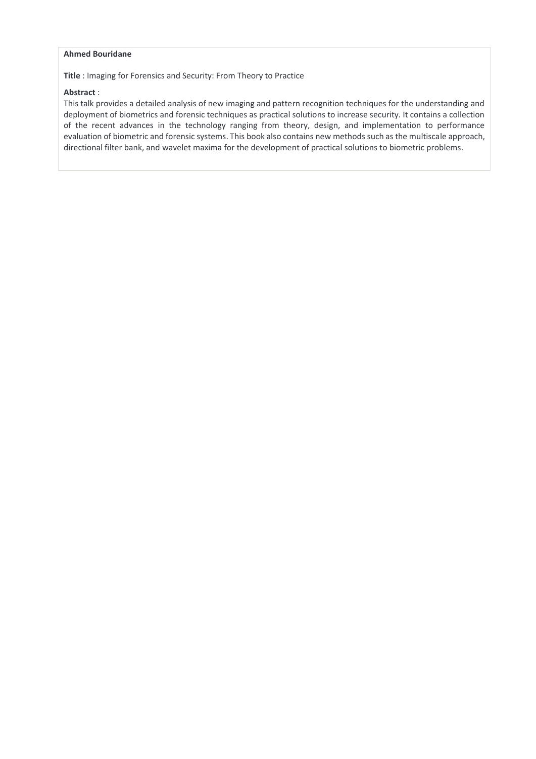**Ahmed Bouridane**

**Title** : Imaging for Forensics and Security: From Theory to Practice

**Abstract** :

This talk provides a detailed analysis of new imaging and pattern recognition techniques for the understanding and deployment of biometrics and forensic techniques as practical solutions to increase security. It contains a collection of the recent advances in the technology ranging from theory, design, and implementation to performance evaluation of biometric and forensic systems. This book also contains new methods such as the multiscale approach, directional filter bank, and wavelet maxima for the development of practical solutions to biometric problems.